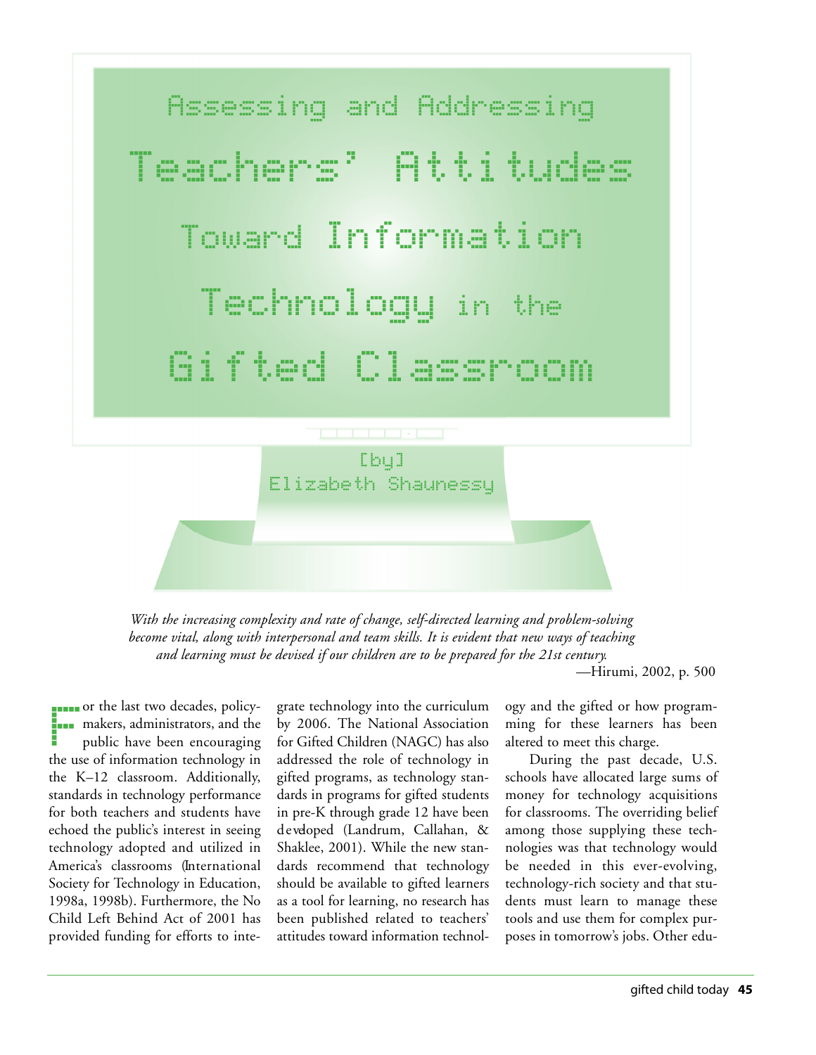# Assessing and Addressing Teachers' Attitudes Toward Information Technology in the Gifted Classroom

[by] Elizabeth Shaunessy

*With the increasing complexity and rate of change, self-directed learning and problem-solving become vital, along with interpersonal and team skills. It is evident that new ways of teaching and learning must be devised if our children are to be prepared for the 21st century.*

—Hirumi, 2002, p. 500

For the last two decades, policymakers, administrators, and the public have been encouraging the use of information technology in the K–12 classroom. Additionally, standards in technology performance for both teachers and students have echoed the public's interest in seeing technology adopted and utilized in America's classrooms (International Society for Technology in Education, 1998a, 1998b). Furthermore, the No Child Left Behind Act of 2001 has provided funding for efforts to integrate technology into the curriculum by 2006. The National Association for Gifted Children (NAGC) has also addressed the role of technology in gifted programs, as technology standards in programs for gifted students in pre-K through grade 12 have been developed (Landrum, Callahan, & Shaklee, 2001). While the new standards recommend that technology should be available to gifted learners as a tool for learning, no research has been published related to teachers' attitudes toward information technology and the gifted or how programming for these learners has been altered to meet this charge.

During the past decade, U.S. schools have allocated large sums of money for technology acquisitions for classrooms. The overriding belief among those supplying these technologies was that technology would be needed in this ever-evolving, technology-rich society and that students must learn to manage these tools and use them for complex purposes in tomorrow's jobs. Other edu-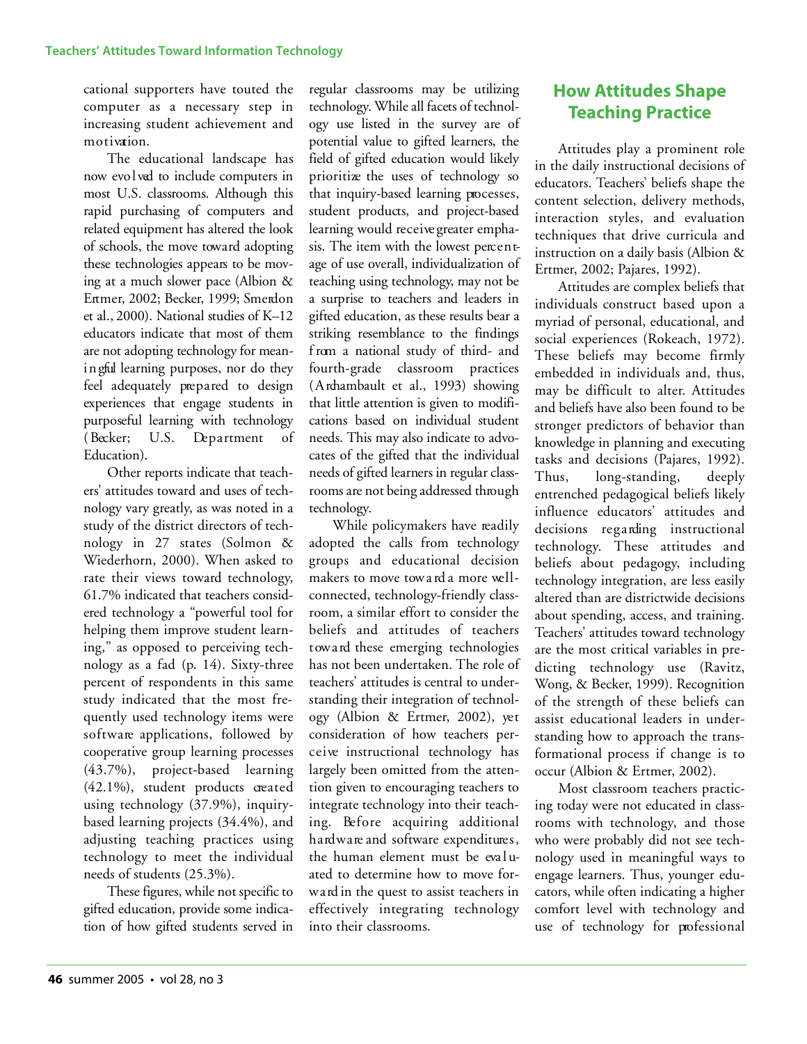cational supporters have touted the computer as a necessary step in increasing student achievement and motivation.

The educational landscape has now evolved to include computers in most U.S. classrooms. Although this rapid purchasing of computers and related equipment has altered the look of schools, the move toward adopting these technologies appears to be moving at a much slower pace (Albion & Ertmer, 2002; Becker, 1999; Smerdon et al., 2000). National studies of K–12 educators indicate that most of them are not adopting technology for meaningful learning purposes, nor do they feel adequately prepared to design experiences that engage students in purposeful learning with technology (Becker; U.S. Department of Education).

Other reports indicate that teachers' attitudes toward and uses of technology vary greatly, as was noted in a study of the district directors of technology in 27 states (Solmon & Wiederhorn, 2000). When asked to rate their views toward technology, 61.7% indicated that teachers considered technology a "powerful tool for helping them improve student learning," as opposed to perceiving technology as a fad (p. 14). Sixty-three percent of respondents in this same study indicated that the most frequently used technology items were software applications, followed by cooperative group learning processes (43.7%), project-based learning (42.1%), student products created using technology (37.9%), inquiry-based learning projects (34.4%), and adjusting teaching practices using technology to meet the individual needs of students (25.3%).

These figures, while not specific to gifted education, provide some indication of how gifted students served in regular classrooms may be utilizing technology. While all facets of technology use listed in the survey are of potential value to gifted learners, the field of gifted education would likely prioritize the uses of technology so that inquiry-based learning processes, student products, and project-based learning would receive greater emphasis. The item with the lowest percentage of use overall, individualization of teaching using technology, may not be a surprise to teachers and leaders in gifted education, as these results bear a striking resemblance to the findings from a national study of third- and fourth-grade classroom practices (Archambault et al., 1993) showing that little attention is given to modifications based on individual student needs. This may also indicate to advocates of the gifted that the individual needs of gifted learners in regular classrooms are not being addressed through technology.

While policymakers have readily adopted the calls from technology groups and educational decision makers to move toward a more well-connected, technology-friendly classroom, a similar effort to consider the beliefs and attitudes of teachers toward these emerging technologies has not been undertaken. The role of teachers' attitudes is central to understanding their integration of technology (Albion & Ertmer, 2002), yet consideration of how teachers perceive instructional technology has largely been omitted from the attention given to encouraging teachers to integrate technology into their teaching. Before acquiring additional hardware and software expenditures, the human element must be evaluated to determine how to move forward in the quest to assist teachers in effectively integrating technology into their classrooms.

## How Attitudes Shape Teaching Practice

Attitudes play a prominent role in the daily instructional decisions of educators. Teachers' beliefs shape the content selection, delivery methods, interaction styles, and evaluation techniques that drive curricula and instruction on a daily basis (Albion & Ertmer, 2002; Pajares, 1992).

Attitudes are complex beliefs that individuals construct based upon a myriad of personal, educational, and social experiences (Rokeach, 1972). These beliefs may become firmly embedded in individuals and, thus, may be difficult to alter. Attitudes and beliefs have also been found to be stronger predictors of behavior than knowledge in planning and executing tasks and decisions (Pajares, 1992). Thus, long-standing, deeply entrenched pedagogical beliefs likely influence educators' attitudes and decisions regarding instructional technology. These attitudes and beliefs about pedagogy, including technology integration, are less easily altered than are districtwide decisions about spending, access, and training. Teachers' attitudes toward technology are the most critical variables in predicting technology use (Ravitz, Wong, & Becker, 1999). Recognition of the strength of these beliefs can assist educational leaders in understanding how to approach the transformational process if change is to occur (Albion & Ertmer, 2002).

Most classroom teachers practicing today were not educated in classrooms with technology, and those who were probably did not see technology used in meaningful ways to engage learners. Thus, younger educators, while often indicating a higher comfort level with technology and use of technology for professional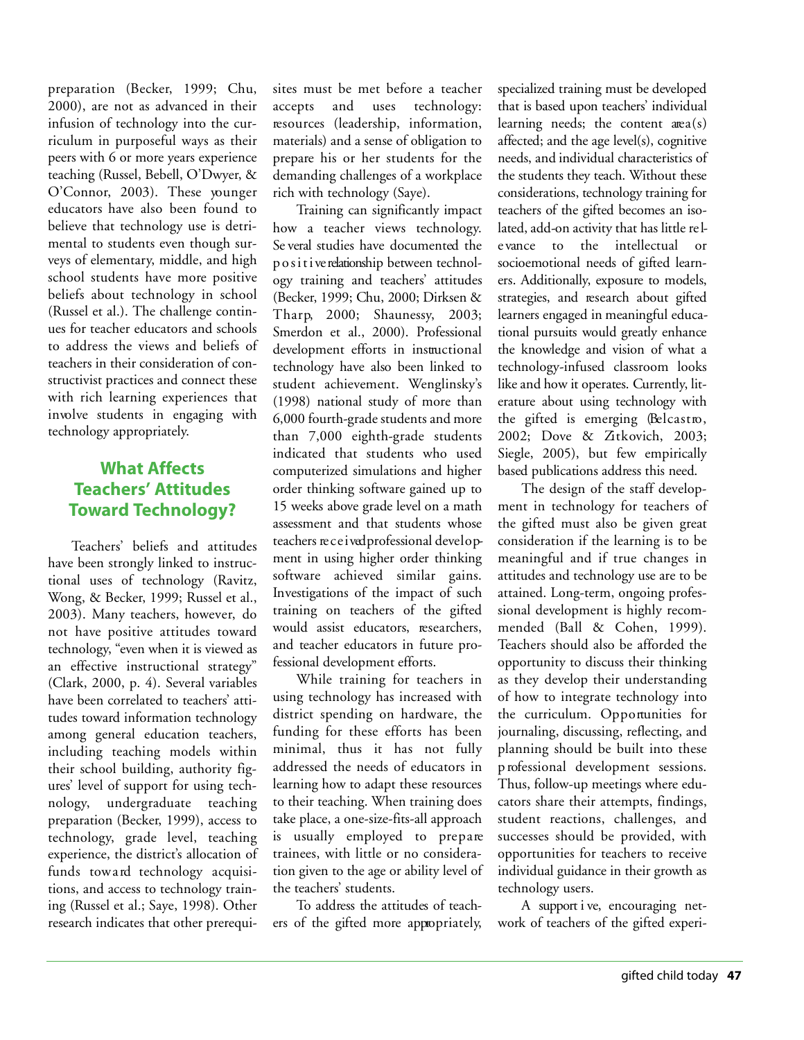preparation (Becker, 1999; Chu, 2000), are not as advanced in their infusion of technology into the curriculum in purposeful ways as their peers with 6 or more years experience teaching (Russel, Bebell, O'Dwyer, & O'Connor, 2003). These younger educators have also been found to believe that technology use is detrimental to students even though surveys of elementary, middle, and high school students have more positive beliefs about technology in school (Russel et al.). The challenge continues for teacher educators and schools to address the views and beliefs of teachers in their consideration of constructivist practices and connect these with rich learning experiences that involve students in engaging with technology appropriately.

## What Affects Teachers' Attitudes Toward Technology?

Teachers' beliefs and attitudes have been strongly linked to instructional uses of technology (Ravitz, Wong, & Becker, 1999; Russel et al., 2003). Many teachers, however, do not have positive attitudes toward technology, "even when it is viewed as an effective instructional strategy" (Clark, 2000, p. 4). Several variables have been correlated to teachers' attitudes toward information technology among general education teachers, including teaching models within their school building, authority figures' level of support for using technology, undergraduate teaching preparation (Becker, 1999), access to technology, grade level, teaching experience, the district's allocation of funds toward technology acquisitions, and access to technology training (Russel et al.; Saye, 1998). Other research indicates that other prerequisites must be met before a teacher accepts and uses technology: resources (leadership, information, materials) and a sense of obligation to prepare his or her students for the demanding challenges of a workplace rich with technology (Saye).

Training can significantly impact how a teacher views technology. Several studies have documented the positive relationship between technology training and teachers' attitudes (Becker, 1999; Chu, 2000; Dirksen & Tharp, 2000; Shaunessy, 2003; Smerdon et al., 2000). Professional development efforts in instructional technology have also been linked to student achievement. Wenglinsky's (1998) national study of more than 6,000 fourth-grade students and more than 7,000 eighth-grade students indicated that students who used computerized simulations and higher order thinking software gained up to 15 weeks above grade level on a math assessment and that students whose teachers received professional development in using higher order thinking software achieved similar gains. Investigations of the impact of such training on teachers of the gifted would assist educators, researchers, and teacher educators in future professional development efforts.

While training for teachers in using technology has increased with district spending on hardware, the funding for these efforts has been minimal, thus it has not fully addressed the needs of educators in learning how to adapt these resources to their teaching. When training does take place, a one-size-fits-all approach is usually employed to prepare trainees, with little or no consideration given to the age or ability level of the teachers' students.

To address the attitudes of teachers of the gifted more appropriately, specialized training must be developed that is based upon teachers' individual learning needs; the content area(s) affected; and the age level(s), cognitive needs, and individual characteristics of the students they teach. Without these considerations, technology training for teachers of the gifted becomes an isolated, add-on activity that has little relevance to the intellectual or socioemotional needs of gifted learners. Additionally, exposure to models, strategies, and research about gifted learners engaged in meaningful educational pursuits would greatly enhance the knowledge and vision of what a technology-infused classroom looks like and how it operates. Currently, literature about using technology with the gifted is emerging (Belcastro, 2002; Dove & Zitkovich, 2003; Siegle, 2005), but few empirically based publications address this need.

The design of the staff development in technology for teachers of the gifted must also be given great consideration if the learning is to be meaningful and if true changes in attitudes and technology use are to be attained. Long-term, ongoing professional development is highly recommended (Ball & Cohen, 1999). Teachers should also be afforded the opportunity to discuss their thinking as they develop their understanding of how to integrate technology into the curriculum. Opportunities for journaling, discussing, reflecting, and planning should be built into these professional development sessions. Thus, follow-up meetings where educators share their attempts, findings, student reactions, challenges, and successes should be provided, with opportunities for teachers to receive individual guidance in their growth as technology users.

A supportive, encouraging network of teachers of the gifted experi-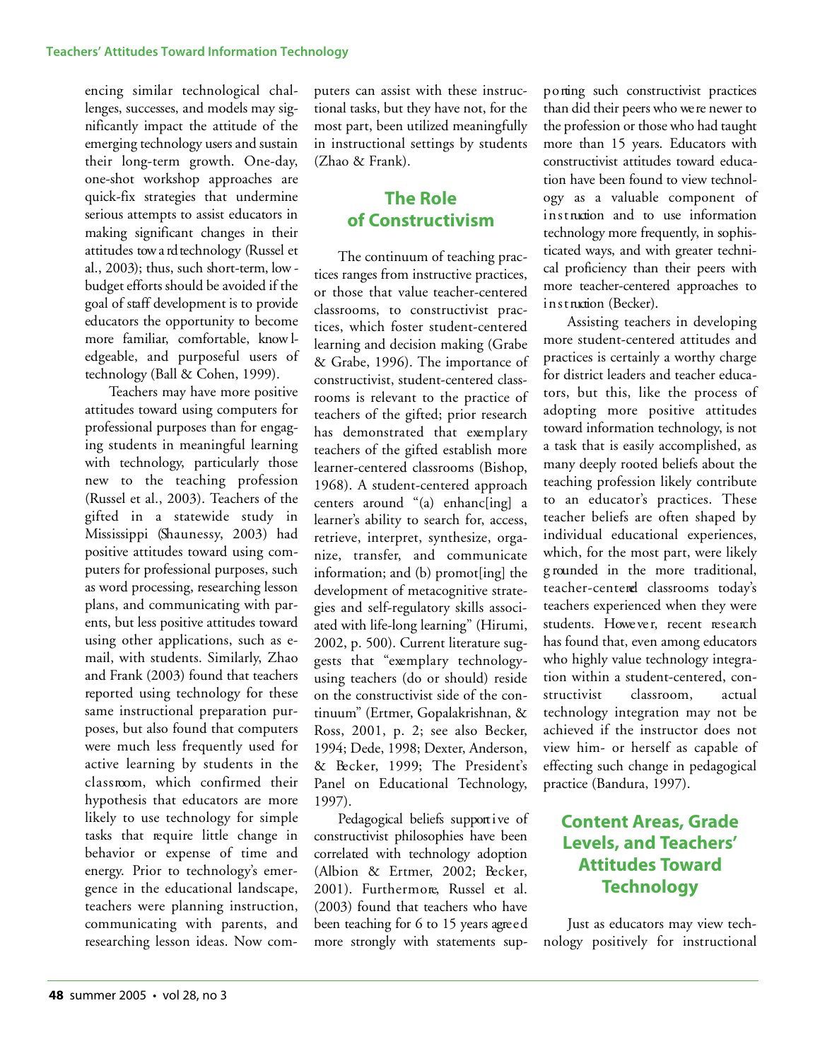encing similar technological challenges, successes, and models may significantly impact the attitude of the emerging technology users and sustain their long-term growth. One-day, one-shot workshop approaches are quick-fix strategies that undermine serious attempts to assist educators in making significant changes in their attitudes toward technology (Russel et al., 2003); thus, such short-term, low-budget efforts should be avoided if the goal of staff development is to provide educators the opportunity to become more familiar, comfortable, knowledgeable, and purposeful users of technology (Ball & Cohen, 1999).

Teachers may have more positive attitudes toward using computers for professional purposes than for engaging students in meaningful learning with technology, particularly those new to the teaching profession (Russel et al., 2003). Teachers of the gifted in a statewide study in Mississippi (Shaunessy, 2003) had positive attitudes toward using computers for professional purposes, such as word processing, researching lesson plans, and communicating with parents, but less positive attitudes toward using other applications, such as e-mail, with students. Similarly, Zhao and Frank (2003) found that teachers reported using technology for these same instructional preparation purposes, but also found that computers were much less frequently used for active learning by students in the classroom, which confirmed their hypothesis that educators are more likely to use technology for simple tasks that require little change in behavior or expense of time and energy. Prior to technology's emergence in the educational landscape, teachers were planning instruction, communicating with parents, and researching lesson ideas. Now computers can assist with these instructional tasks, but they have not, for the most part, been utilized meaningfully in instructional settings by students (Zhao & Frank).

## The Role of Constructivism

The continuum of teaching practices ranges from instructive practices, or those that value teacher-centered classrooms, to constructivist practices, which foster student-centered learning and decision making (Grabe & Grabe, 1996). The importance of constructivist, student-centered classrooms is relevant to the practice of teachers of the gifted; prior research has demonstrated that exemplary teachers of the gifted establish more learner-centered classrooms (Bishop, 1968). A student-centered approach centers around "(a) enhanc[ing] a learner's ability to search for, access, retrieve, interpret, synthesize, organize, transfer, and communicate information; and (b) promot[ing] the development of metacognitive strategies and self-regulatory skills associated with life-long learning" (Hirumi, 2002, p. 500). Current literature suggests that "exemplary technology-using teachers (do or should) reside on the constructivist side of the continuum" (Ertmer, Gopalakrishnan, & Ross, 2001, p. 2; see also Becker, 1994; Dede, 1998; Dexter, Anderson, & Becker, 1999; The President's Panel on Educational Technology, 1997).

Pedagogical beliefs supportive of constructivist philosophies have been correlated with technology adoption (Albion & Ertmer, 2002; Becker, 2001). Furthermore, Russel et al. (2003) found that teachers who have been teaching for 6 to 15 years agreed more strongly with statements supporting such constructivist practices than did their peers who were newer to the profession or those who had taught more than 15 years. Educators with constructivist attitudes toward education have been found to view technology as a valuable component of instruction and to use information technology more frequently, in sophisticated ways, and with greater technical proficiency than their peers with more teacher-centered approaches to instruction (Becker).

Assisting teachers in developing more student-centered attitudes and practices is certainly a worthy charge for district leaders and teacher educators, but this, like the process of adopting more positive attitudes toward information technology, is not a task that is easily accomplished, as many deeply rooted beliefs about the teaching profession likely contribute to an educator's practices. These teacher beliefs are often shaped by individual educational experiences, which, for the most part, were likely grounded in the more traditional, teacher-centered classrooms today's teachers experienced when they were students. However, recent research has found that, even among educators who highly value technology integration within a student-centered, constructivist classroom, actual technology integration may not be achieved if the instructor does not view him- or herself as capable of effecting such change in pedagogical practice (Bandura, 1997).

## Content Areas, Grade Levels, and Teachers' Attitudes Toward Technology

Just as educators may view technology positively for instructional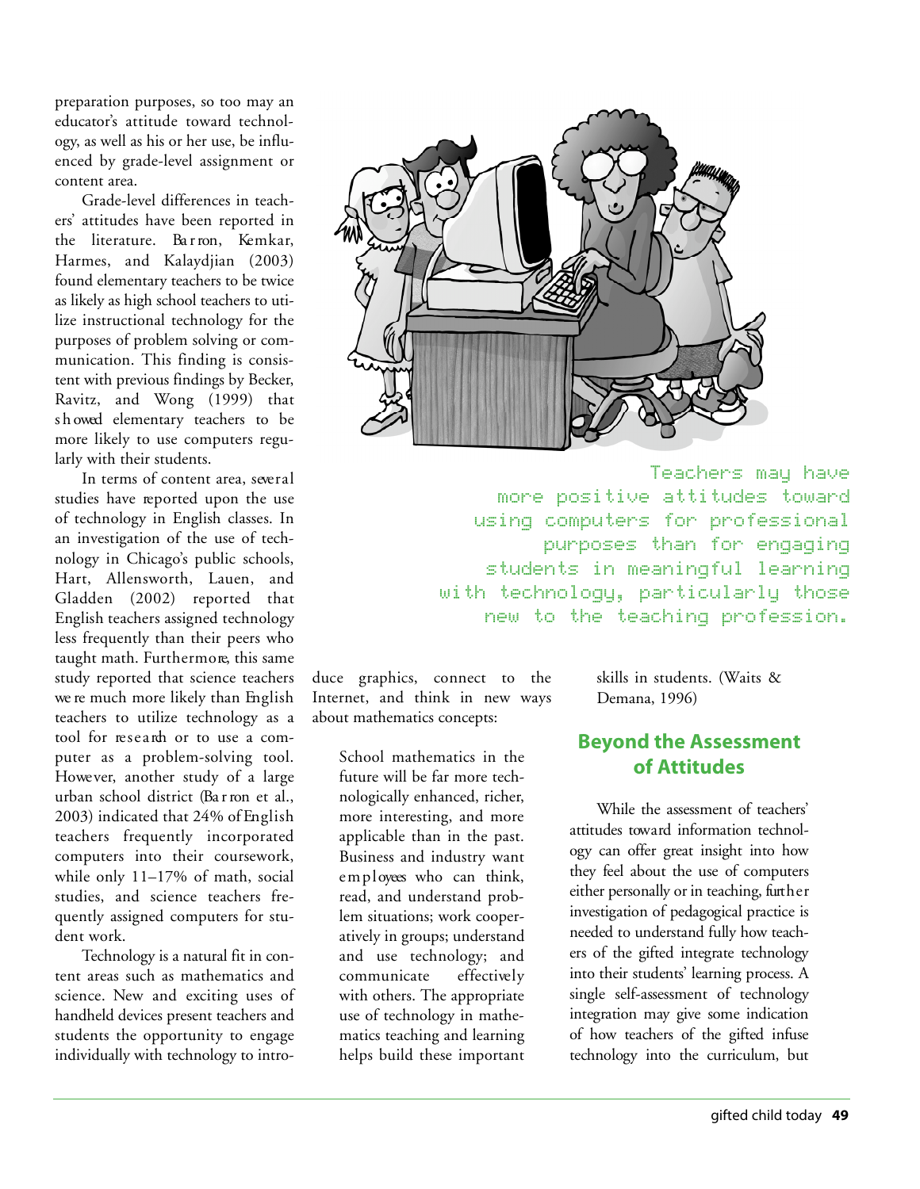preparation purposes, so too may an educator's attitude toward technology, as well as his or her use, be influenced by grade-level assignment or content area.

Grade-level differences in teachers' attitudes have been reported in the literature. Barron, Kemkar, Harmes, and Kalaydjian (2003) found elementary teachers to be twice as likely as high school teachers to utilize instructional technology for the purposes of problem solving or communication. This finding is consistent with previous findings by Becker, Ravitz, and Wong (1999) that showed elementary teachers to be more likely to use computers regularly with their students.

In terms of content area, several studies have reported upon the use of technology in English classes. In an investigation of the use of technology in Chicago's public schools, Hart, Allensworth, Lauen, and Gladden (2002) reported that English teachers assigned technology less frequently than their peers who taught math. Furthermore, this same study reported that science teachers were much more likely than English teachers to utilize technology as a tool for research or to use a computer as a problem-solving tool. However, another study of a large urban school district (Barron et al., 2003) indicated that 24% of English teachers frequently incorporated computers into their coursework, while only 11–17% of math, social studies, and science teachers frequently assigned computers for student work.

Technology is a natural fit in content areas such as mathematics and science. New and exciting uses of handheld devices present teachers and students the opportunity to engage individually with technology to introduce graphics, connect to the Internet, and think in new ways about mathematics concepts:

> School mathematics in the future will be far more technologically enhanced, richer, more interesting, and more applicable than in the past. Business and industry want employees who can think, read, and understand problem situations; work cooperatively in groups; understand and use technology; and communicate effectively with others. The appropriate use of technology in mathematics teaching and learning helps build these important skills in students. (Waits & Demana, 1996)

Teachers may have more positive attitudes toward using computers for professional purposes than for engaging students in meaningful learning with technology, particularly those new to the teaching profession.

## Beyond the Assessment of Attitudes

While the assessment of teachers' attitudes toward information technology can offer great insight into how they feel about the use of computers either personally or in teaching, further investigation of pedagogical practice is needed to understand fully how teachers of the gifted integrate technology into their students' learning process. A single self-assessment of technology integration may give some indication of how teachers of the gifted infuse technology into the curriculum, but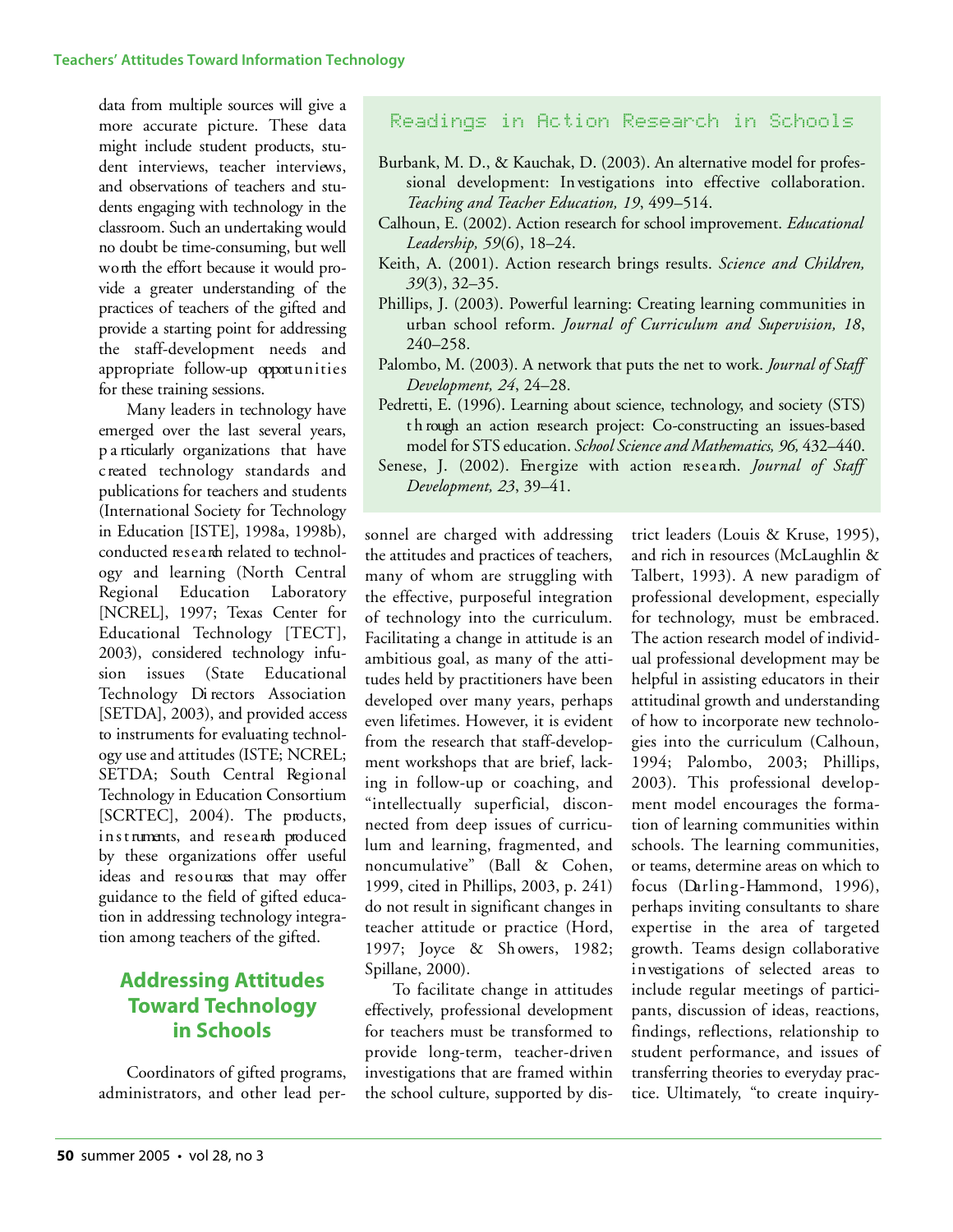data from multiple sources will give a more accurate picture. These data might include student products, student interviews, teacher interviews, and observations of teachers and students engaging with technology in the classroom. Such an undertaking would no doubt be time-consuming, but well worth the effort because it would provide a greater understanding of the practices of teachers of the gifted and provide a starting point for addressing the staff-development needs and appropriate follow-up opportunities for these training sessions.

Many leaders in technology have emerged over the last several years, particularly organizations that have created technology standards and publications for teachers and students (International Society for Technology in Education [ISTE], 1998a, 1998b), conducted research related to technology and learning (North Central Regional Education Laboratory [NCREL], 1997; Texas Center for Educational Technology [TECT], 2003), considered technology infusion issues (State Educational Technology Directors Association [SETDA], 2003), and provided access to instruments for evaluating technology use and attitudes (ISTE; NCREL; SETDA; South Central Regional Technology in Education Consortium [SCRTEC], 2004). The products, instruments, and research produced by these organizations offer useful ideas and resources that may offer guidance to the field of gifted education in addressing technology integration among teachers of the gifted.

## Addressing Attitudes Toward Technology in Schools

Coordinators of gifted programs, administrators, and other lead personnel are charged with addressing the attitudes and practices of teachers, many of whom are struggling with the effective, purposeful integration of technology into the curriculum. Facilitating a change in attitude is an ambitious goal, as many of the attitudes held by practitioners have been developed over many years, perhaps even lifetimes. However, it is evident from the research that staff-development workshops that are brief, lacking in follow-up or coaching, and "intellectually superficial, disconnected from deep issues of curriculum and learning, fragmented, and noncumulative" (Ball & Cohen, 1999, cited in Phillips, 2003, p. 241) do not result in significant changes in teacher attitude or practice (Hord, 1997; Joyce & Showers, 1982; Spillane, 2000).

To facilitate change in attitudes effectively, professional development for teachers must be transformed to provide long-term, teacher-driven investigations that are framed within the school culture, supported by district leaders (Louis & Kruse, 1995), and rich in resources (McLaughlin & Talbert, 1993). A new paradigm of professional development, especially for technology, must be embraced. The action research model of individual professional development may be helpful in assisting educators in their attitudinal growth and understanding of how to incorporate new technologies into the curriculum (Calhoun, 1994; Palombo, 2003; Phillips, 2003). This professional development model encourages the formation of learning communities within schools. The learning communities, or teams, determine areas on which to focus (Darling-Hammond, 1996), perhaps inviting consultants to share expertise in the area of targeted growth. Teams design collaborative investigations of selected areas to include regular meetings of participants, discussion of ideas, reactions, findings, reflections, relationship to student performance, and issues of transferring theories to everyday practice. Ultimately, "to create inquiry-

### Readings in Action Research in Schools

Burbank, M. D., & Kauchak, D. (2003). An alternative model for professional development: Investigations into effective collaboration. *Teaching and Teacher Education, 19*, 499–514.

Calhoun, E. (2002). Action research for school improvement. *Educational Leadership, 59*(6), 18–24.

Keith, A. (2001). Action research brings results. *Science and Children, 39*(3), 32–35.

Phillips, J. (2003). Powerful learning: Creating learning communities in urban school reform. *Journal of Curriculum and Supervision, 18*, 240–258.

Palombo, M. (2003). A network that puts the net to work. *Journal of Staff Development, 24*, 24–28.

Pedretti, E. (1996). Learning about science, technology, and society (STS) through an action research project: Co-constructing an issues-based model for STS education. *School Science and Mathematics, 96*, 432–440.

Senese, J. (2002). Energize with action research. *Journal of Staff Development, 23*, 39–41.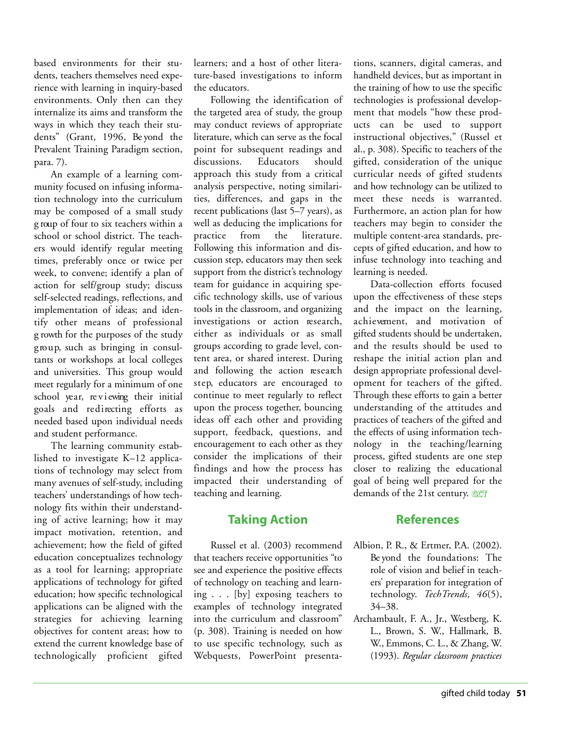based environments for their students, teachers themselves need experience with learning in inquiry-based environments. Only then can they internalize its aims and transform the ways in which they teach their students" (Grant, 1996, Beyond the Prevalent Training Paradigm section, para. 7).

An example of a learning community focused on infusing information technology into the curriculum may be composed of a small study group of four to six teachers within a school or school district. The teachers would identify regular meeting times, preferably once or twice per week, to convene; identify a plan of action for self/group study; discuss self-selected readings, reflections, and implementation of ideas; and identify other means of professional growth for the purposes of the study group, such as bringing in consultants or workshops at local colleges and universities. This group would meet regularly for a minimum of one school year, reviewing their initial goals and redirecting efforts as needed based upon individual needs and student performance.

The learning community established to investigate K–12 applications of technology may select from many avenues of self-study, including teachers' understandings of how technology fits within their understanding of active learning; how it may impact motivation, retention, and achievement; how the field of gifted education conceptualizes technology as a tool for learning; appropriate applications of technology for gifted education; how specific technological applications can be aligned with the strategies for achieving learning objectives for content areas; how to extend the current knowledge base of technologically proficient gifted learners; and a host of other literature-based investigations to inform the educators.

Following the identification of the targeted area of study, the group may conduct reviews of appropriate literature, which can serve as the focal point for subsequent readings and discussions. Educators should approach this study from a critical analysis perspective, noting similarities, differences, and gaps in the recent publications (last 5–7 years), as well as deducing the implications for practice from the literature. Following this information and discussion step, educators may then seek support from the district's technology team for guidance in acquiring specific technology skills, use of various tools in the classroom, and organizing investigations or action research, either as individuals or as small groups according to grade level, content area, or shared interest. During and following the action research step, educators are encouraged to continue to meet regularly to reflect upon the process together, bouncing ideas off each other and providing support, feedback, questions, and encouragement to each other as they consider the implications of their findings and how the process has impacted their understanding of teaching and learning.

## Taking Action

Russel et al. (2003) recommend that teachers receive opportunities "to see and experience the positive effects of technology on teaching and learning . . . [by] exposing teachers to examples of technology integrated into the curriculum and classroom" (p. 308). Training is needed on how to use specific technology, such as Webquests, PowerPoint presentations, scanners, digital cameras, and handheld devices, but as important in the training of how to use the specific technologies is professional development that models "how these products can be used to support instructional objectives," (Russel et al., p. 308). Specific to teachers of the gifted, consideration of the unique curricular needs of gifted students and how technology can be utilized to meet these needs is warranted. Furthermore, an action plan for how teachers may begin to consider the multiple content-area standards, precepts of gifted education, and how to infuse technology into teaching and learning is needed.

Data-collection efforts focused upon the effectiveness of these steps and the impact on the learning, achievement, and motivation of gifted students should be undertaken, and the results should be used to reshape the initial action plan and design appropriate professional development for teachers of the gifted. Through these efforts to gain a better understanding of the attitudes and practices of teachers of the gifted and the effects of using information technology in the teaching/learning process, gifted students are one step closer to realizing the educational goal of being well prepared for the demands of the 21st century. GCT

## References

Albion, P. R., & Ertmer, P.A. (2002). Beyond the foundations: The role of vision and belief in teachers' preparation for integration of technology. *TechTrends, 46*(5), 34–38.

Archambault, F. A., Jr., Westberg, K. L., Brown, S. W., Hallmark, B. W., Emmons, C. L., & Zhang, W. (1993). *Regular classroom practices*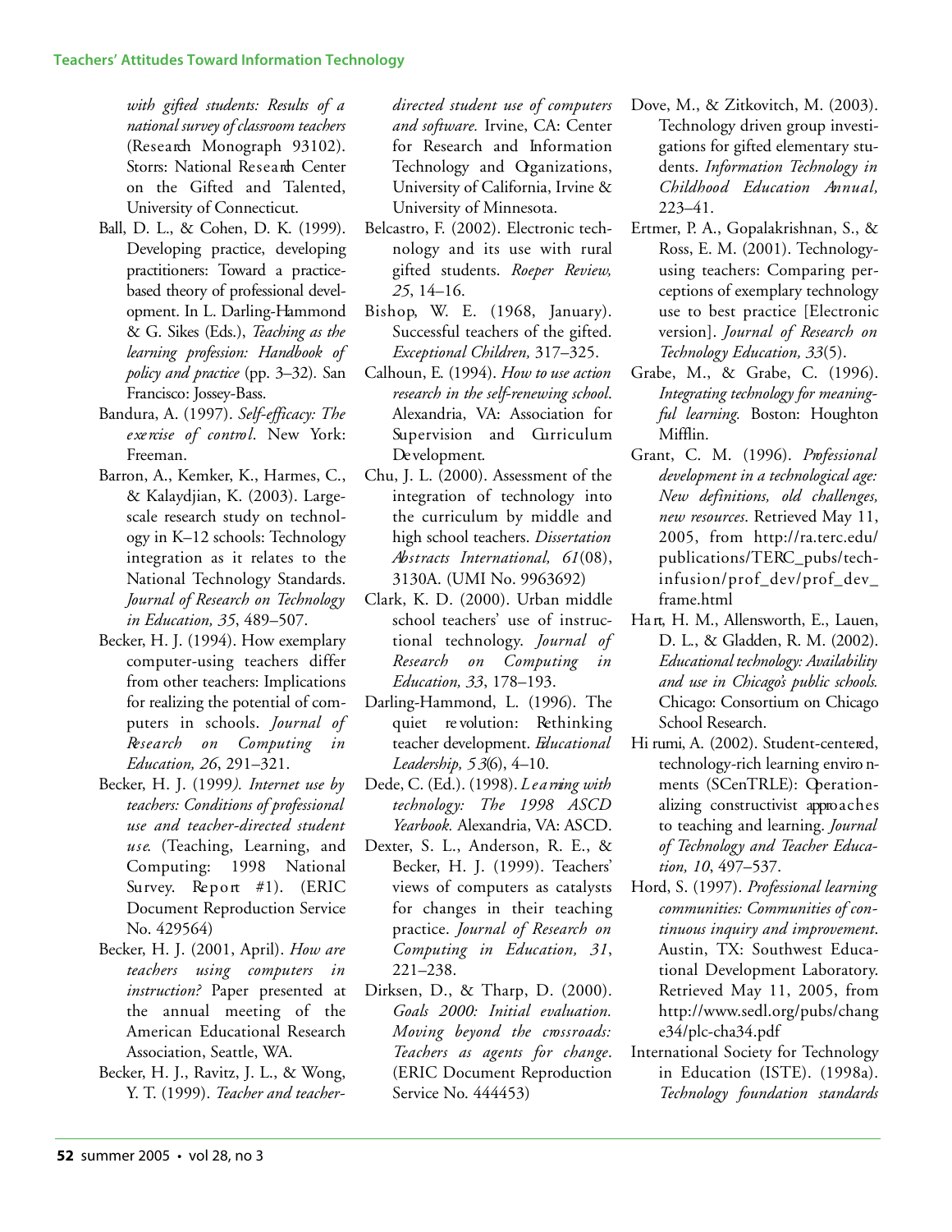*with gifted students: Results of a national survey of classroom teachers* (Research Monograph 93102). Storrs: National Research Center on the Gifted and Talented, University of Connecticut.

Ball, D. L., & Cohen, D. K. (1999). Developing practice, developing practitioners: Toward a practice-based theory of professional development. In L. Darling-Hammond & G. Sikes (Eds.), *Teaching as the learning profession: Handbook of policy and practice* (pp. 3–32). San Francisco: Jossey-Bass.

Bandura, A. (1997). *Self-efficacy: The exercise of control*. New York: Freeman.

Barron, A., Kemker, K., Harmes, C., & Kalaydjian, K. (2003). Large-scale research study on technology in K–12 schools: Technology integration as it relates to the National Technology Standards. *Journal of Research on Technology in Education, 35*, 489–507.

Becker, H. J. (1994). How exemplary computer-using teachers differ from other teachers: Implications for realizing the potential of computers in schools. *Journal of Research on Computing in Education, 26*, 291–321.

Becker, H. J. (1999). *Internet use by teachers: Conditions of professional use and teacher-directed student use.* (Teaching, Learning, and Computing: 1998 National Survey. Report #1). (ERIC Document Reproduction Service No. 429564)

Becker, H. J. (2001, April). *How are teachers using computers in instruction?* Paper presented at the annual meeting of the American Educational Research Association, Seattle, WA.

Becker, H. J., Ravitz, J. L., & Wong, Y. T. (1999). *Teacher and teacher-directed student use of computers and software.* Irvine, CA: Center for Research and Information Technology and Organizations, University of California, Irvine & University of Minnesota.

Belcastro, F. (2002). Electronic technology and its use with rural gifted students. *Roeper Review, 25*, 14–16.

Bishop, W. E. (1968, January). Successful teachers of the gifted. *Exceptional Children,* 317–325.

Calhoun, E. (1994). *How to use action research in the self-renewing school*. Alexandria, VA: Association for Supervision and Curriculum Development.

Chu, J. L. (2000). Assessment of the integration of technology into the curriculum by middle and high school teachers. *Dissertation Abstracts International, 61*(08), 3130A. (UMI No. 9963692)

Clark, K. D. (2000). Urban middle school teachers' use of instructional technology. *Journal of Research on Computing in Education, 33*, 178–193.

Darling-Hammond, L. (1996). The quiet revolution: Rethinking teacher development. *Educational Leadership, 53*(6), 4–10.

Dede, C. (Ed.). (1998). *Learning with technology: The 1998 ASCD Yearbook.* Alexandria, VA: ASCD.

Dexter, S. L., Anderson, R. E., & Becker, H. J. (1999). Teachers' views of computers as catalysts for changes in their teaching practice. *Journal of Research on Computing in Education, 31*, 221–238.

Dirksen, D., & Tharp, D. (2000). *Goals 2000: Initial evaluation. Moving beyond the crossroads: Teachers as agents for change*. (ERIC Document Reproduction Service No. 444453)

Dove, M., & Zitkovitch, M. (2003). Technology driven group investigations for gifted elementary students. *Information Technology in Childhood Education Annual,* 223–41.

Ertmer, P. A., Gopalakrishnan, S., & Ross, E. M. (2001). Technology-using teachers: Comparing perceptions of exemplary technology use to best practice [Electronic version]. *Journal of Research on Technology Education, 33*(5).

Grabe, M., & Grabe, C. (1996). *Integrating technology for meaningful learning.* Boston: Houghton Mifflin.

Grant, C. M. (1996). *Professional development in a technological age: New definitions, old challenges, new resources*. Retrieved May 11, 2005, from http://ra.terc.edu/publications/TERC_pubs/tech-infusion/prof_dev/prof_dev_frame.html

Hart, H. M., Allensworth, E., Lauen, D. L., & Gladden, R. M. (2002). *Educational technology: Availability and use in Chicago's public schools.* Chicago: Consortium on Chicago School Research.

Hirumi, A. (2002). Student-centered, technology-rich learning environments (SCenTRLE): Operationalizing constructivist approaches to teaching and learning. *Journal of Technology and Teacher Education, 10*, 497–537.

Hord, S. (1997). *Professional learning communities: Communities of continuous inquiry and improvement*. Austin, TX: Southwest Educational Development Laboratory. Retrieved May 11, 2005, from http://www.sedl.org/pubs/change34/plc-cha34.pdf

International Society for Technology in Education (ISTE). (1998a). *Technology foundation standards*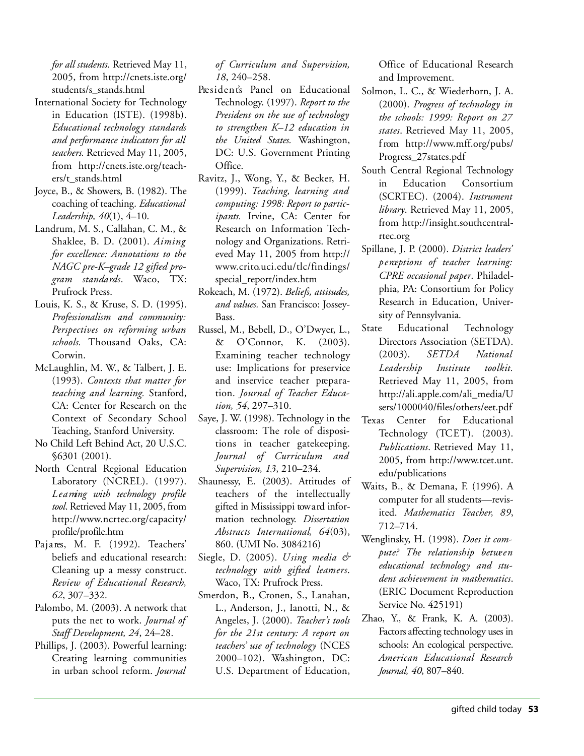*for all students*. Retrieved May 11, 2005, from http://cnets.iste.org/students/s_stands.html

International Society for Technology in Education (ISTE). (1998b). *Educational technology standards and performance indicators for all teachers.* Retrieved May 11, 2005, from http://cnets.iste.org/teachers/t_stands.html

Joyce, B., & Showers, B. (1982). The coaching of teaching. *Educational Leadership, 40*(1), 4–10.

Landrum, M. S., Callahan, C. M., & Shaklee, B. D. (2001). *Aiming for excellence: Annotations to the NAGC pre-K–grade 12 gifted program standards*. Waco, TX: Prufrock Press.

Louis, K. S., & Kruse, S. D. (1995). *Professionalism and community: Perspectives on reforming urban schools.* Thousand Oaks, CA: Corwin.

McLaughlin, M. W., & Talbert, J. E. (1993). *Contexts that matter for teaching and learning.* Stanford, CA: Center for Research on the Context of Secondary School Teaching, Stanford University.

No Child Left Behind Act, 20 U.S.C. §6301 (2001).

North Central Regional Education Laboratory (NCREL). (1997). *Learning with technology profile tool*. Retrieved May 11, 2005, from http://www.ncrtec.org/capacity/profile/profile.htm

Pajares, M. F. (1992). Teachers' beliefs and educational research: Cleaning up a messy construct. *Review of Educational Research, 62*, 307–332.

Palombo, M. (2003). A network that puts the net to work. *Journal of Staff Development, 24*, 24–28.

Phillips, J. (2003). Powerful learning: Creating learning communities in urban school reform. *Journal of Curriculum and Supervision, 18*, 240–258.

President's Panel on Educational Technology. (1997). *Report to the President on the use of technology to strengthen K–12 education in the United States.* Washington, DC: U.S. Government Printing Office.

Ravitz, J., Wong, Y., & Becker, H. (1999). *Teaching, learning and computing: 1998: Report to participants.* Irvine, CA: Center for Research on Information Technology and Organizations. Retrieved May 11, 2005 from http://www.crito.uci.edu/tlc/findings/special_report/index.htm

Rokeach, M. (1972). *Beliefs, attitudes, and values.* San Francisco: Jossey-Bass.

Russel, M., Bebell, D., O'Dwyer, L., & O'Connor, K. (2003). Examining teacher technology use: Implications for preservice and inservice teacher preparation. *Journal of Teacher Education, 54*, 297–310.

Saye, J. W. (1998). Technology in the classroom: The role of dispositions in teacher gatekeeping. *Journal of Curriculum and Supervision, 13*, 210–234.

Shaunessy, E. (2003). Attitudes of teachers of the intellectually gifted in Mississippi toward information technology. *Dissertation Abstracts International, 64*(03), 860. (UMI No. 3084216)

Siegle, D. (2005). *Using media & technology with gifted learners*. Waco, TX: Prufrock Press.

Smerdon, B., Cronen, S., Lanahan, L., Anderson, J., Ianotti, N., & Angeles, J. (2000). *Teacher's tools for the 21st century: A report on teachers' use of technology* (NCES 2000–102). Washington, DC: U.S. Department of Education, Office of Educational Research and Improvement.

Solmon, L. C., & Wiederhorn, J. A. (2000). *Progress of technology in the schools: 1999: Report on 27 states*. Retrieved May 11, 2005, from http://www.mff.org/pubs/Progress_27states.pdf

South Central Regional Technology in Education Consortium (SCRTEC). (2004). *Instrument library*. Retrieved May 11, 2005, from http://insight.southcentralrtec.org

Spillane, J. P. (2000). *District leaders' perceptions of teacher learning: CPRE occasional paper*. Philadelphia, PA: Consortium for Policy Research in Education, University of Pennsylvania.

State Educational Technology Directors Association (SETDA). (2003). *SETDA National Leadership Institute toolkit.* Retrieved May 11, 2005, from http://ali.apple.com/ali_media/Users/1000040/files/others/eet.pdf

Texas Center for Educational Technology (TCET). (2003). *Publications*. Retrieved May 11, 2005, from http://www.tcet.unt.edu/publications

Waits, B., & Demana, F. (1996). A computer for all students—revisited. *Mathematics Teacher, 89*, 712–714.

Wenglinsky, H. (1998). *Does it compute? The relationship between educational technology and student achievement in mathematics*. (ERIC Document Reproduction Service No. 425191)

Zhao, Y., & Frank, K. A. (2003). Factors affecting technology uses in schools: An ecological perspective. *American Educational Research Journal, 40*, 807–840.